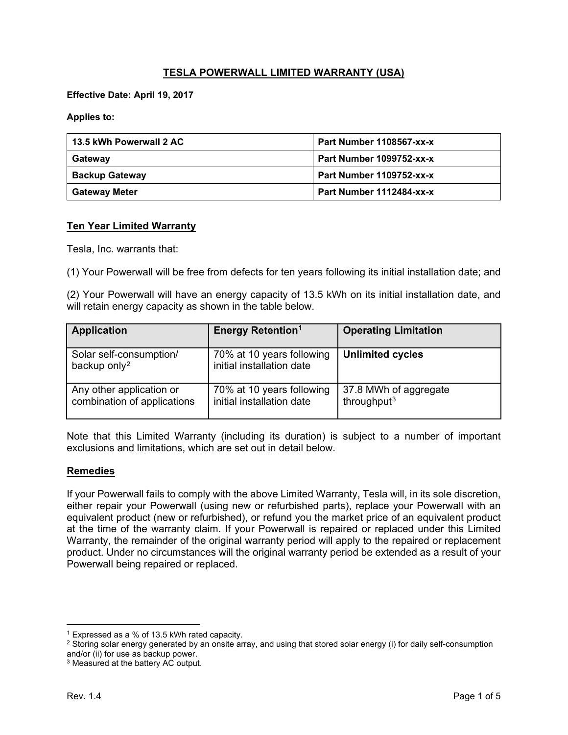# TESLA POWERWALL LIMITED WARRANTY (USA)

**Effective Date: April 19, 2017**

**Applies to:**

| | |
|---|---|
| **13.5 kWh Powerwall 2 AC** | **Part Number 1108567-xx-x** |
| **Gateway** | **Part Number 1099752-xx-x** |
| **Backup Gateway** | **Part Number 1109752-xx-x** |
| **Gateway Meter** | **Part Number 1112484-xx-x** |

## Ten Year Limited Warranty

Tesla, Inc. warrants that:

(1) Your Powerwall will be free from defects for ten years following its initial installation date; and

(2) Your Powerwall will have an energy capacity of 13.5 kWh on its initial installation date, and will retain energy capacity as shown in the table below.

| Application | Energy Retention[1] | Operating Limitation |
|---|---|---|
| Solar self-consumption/ backup only[2] | 70% at 10 years following initial installation date | **Unlimited cycles** |
| Any other application or combination of applications | 70% at 10 years following initial installation date | 37.8 MWh of aggregate throughput[3] |

Note that this Limited Warranty (including its duration) is subject to a number of important exclusions and limitations, which are set out in detail below.

## Remedies

If your Powerwall fails to comply with the above Limited Warranty, Tesla will, in its sole discretion, either repair your Powerwall (using new or refurbished parts), replace your Powerwall with an equivalent product (new or refurbished), or refund you the market price of an equivalent product at the time of the warranty claim. If your Powerwall is repaired or replaced under this Limited Warranty, the remainder of the original warranty period will apply to the repaired or replacement product. Under no circumstances will the original warranty period be extended as a result of your Powerwall being repaired or replaced.

---

[1] Expressed as a % of 13.5 kWh rated capacity.

[2] Storing solar energy generated by an onsite array, and using that stored solar energy (i) for daily self-consumption and/or (ii) for use as backup power.

[3] Measured at the battery AC output.

Rev. 1.4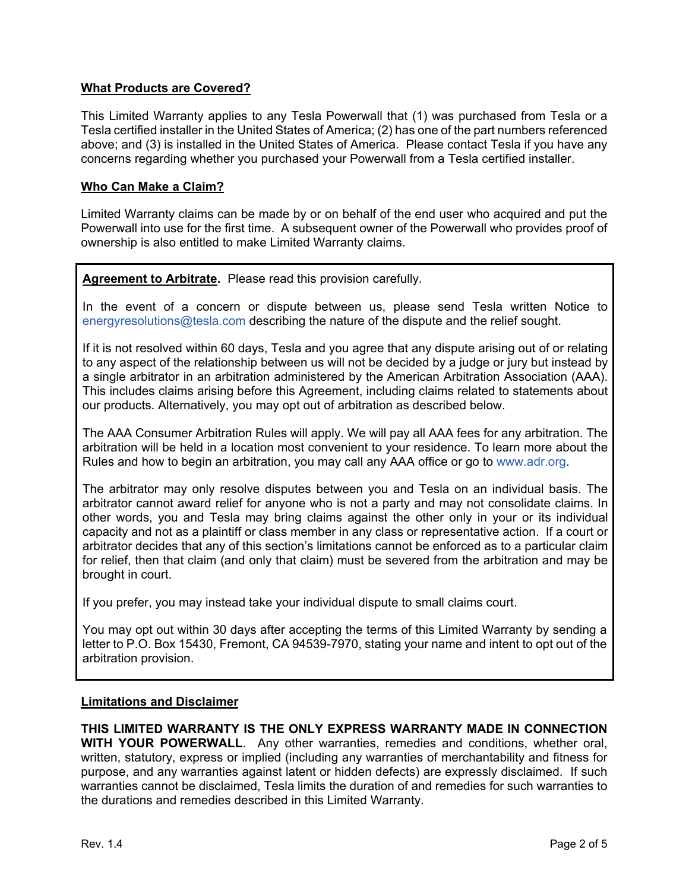## What Products are Covered?

This Limited Warranty applies to any Tesla Powerwall that (1) was purchased from Tesla or a Tesla certified installer in the United States of America; (2) has one of the part numbers referenced above; and (3) is installed in the United States of America. Please contact Tesla if you have any concerns regarding whether you purchased your Powerwall from a Tesla certified installer.

## Who Can Make a Claim?

Limited Warranty claims can be made by or on behalf of the end user who acquired and put the Powerwall into use for the first time. A subsequent owner of the Powerwall who provides proof of ownership is also entitled to make Limited Warranty claims.

**Agreement to Arbitrate.** Please read this provision carefully.

In the event of a concern or dispute between us, please send Tesla written Notice to energyresolutions@tesla.com describing the nature of the dispute and the relief sought.

If it is not resolved within 60 days, Tesla and you agree that any dispute arising out of or relating to any aspect of the relationship between us will not be decided by a judge or jury but instead by a single arbitrator in an arbitration administered by the American Arbitration Association (AAA). This includes claims arising before this Agreement, including claims related to statements about our products. Alternatively, you may opt out of arbitration as described below.

The AAA Consumer Arbitration Rules will apply. We will pay all AAA fees for any arbitration. The arbitration will be held in a location most convenient to your residence. To learn more about the Rules and how to begin an arbitration, you may call any AAA office or go to www.adr.org.

The arbitrator may only resolve disputes between you and Tesla on an individual basis. The arbitrator cannot award relief for anyone who is not a party and may not consolidate claims. In other words, you and Tesla may bring claims against the other only in your or its individual capacity and not as a plaintiff or class member in any class or representative action. If a court or arbitrator decides that any of this section's limitations cannot be enforced as to a particular claim for relief, then that claim (and only that claim) must be severed from the arbitration and may be brought in court.

If you prefer, you may instead take your individual dispute to small claims court.

You may opt out within 30 days after accepting the terms of this Limited Warranty by sending a letter to P.O. Box 15430, Fremont, CA 94539-7970, stating your name and intent to opt out of the arbitration provision.

## Limitations and Disclaimer

**THIS LIMITED WARRANTY IS THE ONLY EXPRESS WARRANTY MADE IN CONNECTION WITH YOUR POWERWALL**. Any other warranties, remedies and conditions, whether oral, written, statutory, express or implied (including any warranties of merchantability and fitness for purpose, and any warranties against latent or hidden defects) are expressly disclaimed. If such warranties cannot be disclaimed, Tesla limits the duration of and remedies for such warranties to the durations and remedies described in this Limited Warranty.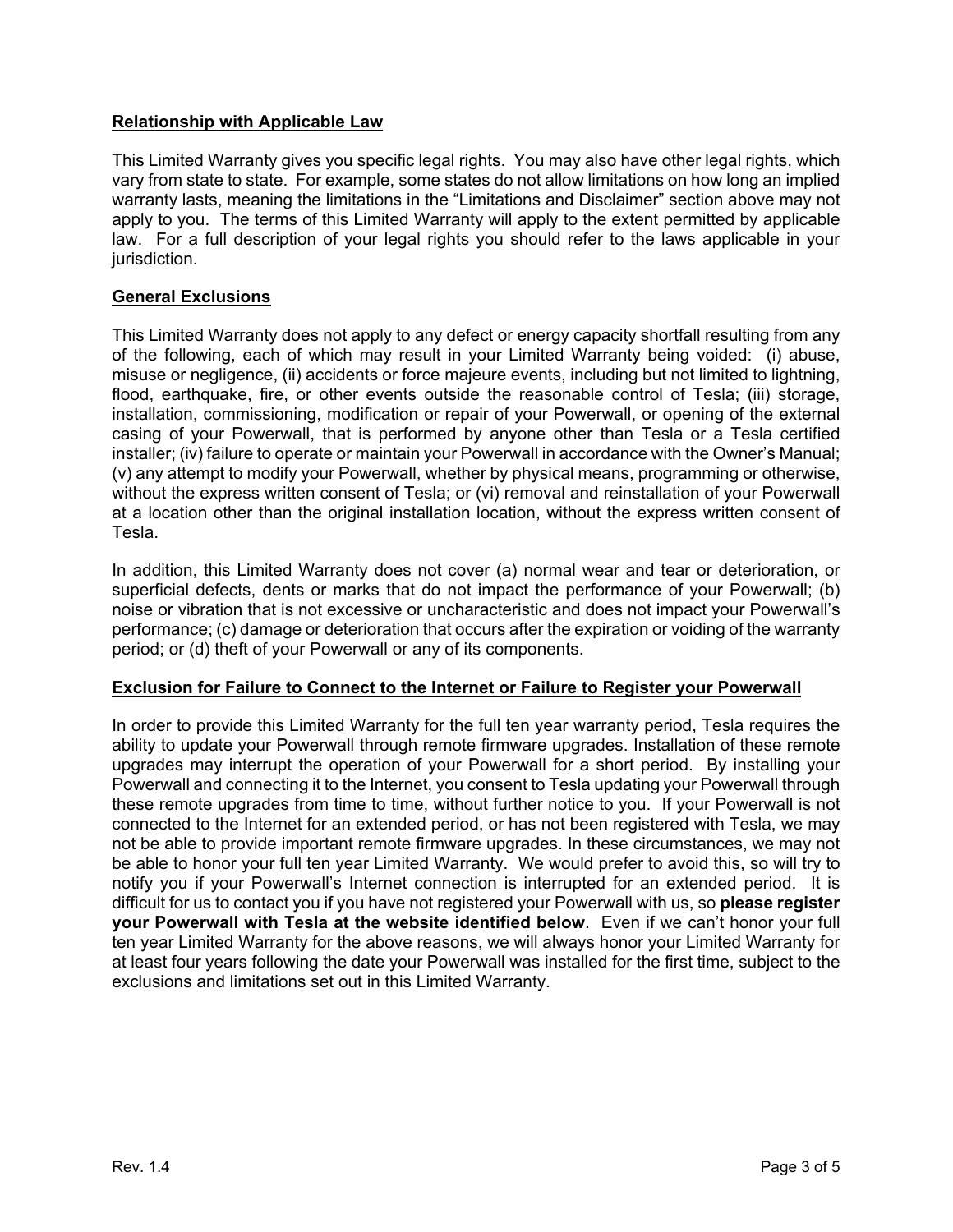## Relationship with Applicable Law

This Limited Warranty gives you specific legal rights. You may also have other legal rights, which vary from state to state. For example, some states do not allow limitations on how long an implied warranty lasts, meaning the limitations in the "Limitations and Disclaimer" section above may not apply to you. The terms of this Limited Warranty will apply to the extent permitted by applicable law. For a full description of your legal rights you should refer to the laws applicable in your jurisdiction.

## General Exclusions

This Limited Warranty does not apply to any defect or energy capacity shortfall resulting from any of the following, each of which may result in your Limited Warranty being voided: (i) abuse, misuse or negligence, (ii) accidents or force majeure events, including but not limited to lightning, flood, earthquake, fire, or other events outside the reasonable control of Tesla; (iii) storage, installation, commissioning, modification or repair of your Powerwall, or opening of the external casing of your Powerwall, that is performed by anyone other than Tesla or a Tesla certified installer; (iv) failure to operate or maintain your Powerwall in accordance with the Owner's Manual; (v) any attempt to modify your Powerwall, whether by physical means, programming or otherwise, without the express written consent of Tesla; or (vi) removal and reinstallation of your Powerwall at a location other than the original installation location, without the express written consent of Tesla.

In addition, this Limited Warranty does not cover (a) normal wear and tear or deterioration, or superficial defects, dents or marks that do not impact the performance of your Powerwall; (b) noise or vibration that is not excessive or uncharacteristic and does not impact your Powerwall's performance; (c) damage or deterioration that occurs after the expiration or voiding of the warranty period; or (d) theft of your Powerwall or any of its components.

## Exclusion for Failure to Connect to the Internet or Failure to Register your Powerwall

In order to provide this Limited Warranty for the full ten year warranty period, Tesla requires the ability to update your Powerwall through remote firmware upgrades. Installation of these remote upgrades may interrupt the operation of your Powerwall for a short period. By installing your Powerwall and connecting it to the Internet, you consent to Tesla updating your Powerwall through these remote upgrades from time to time, without further notice to you. If your Powerwall is not connected to the Internet for an extended period, or has not been registered with Tesla, we may not be able to provide important remote firmware upgrades. In these circumstances, we may not be able to honor your full ten year Limited Warranty. We would prefer to avoid this, so will try to notify you if your Powerwall's Internet connection is interrupted for an extended period. It is difficult for us to contact you if you have not registered your Powerwall with us, so **please register your Powerwall with Tesla at the website identified below**. Even if we can't honor your full ten year Limited Warranty for the above reasons, we will always honor your Limited Warranty for at least four years following the date your Powerwall was installed for the first time, subject to the exclusions and limitations set out in this Limited Warranty.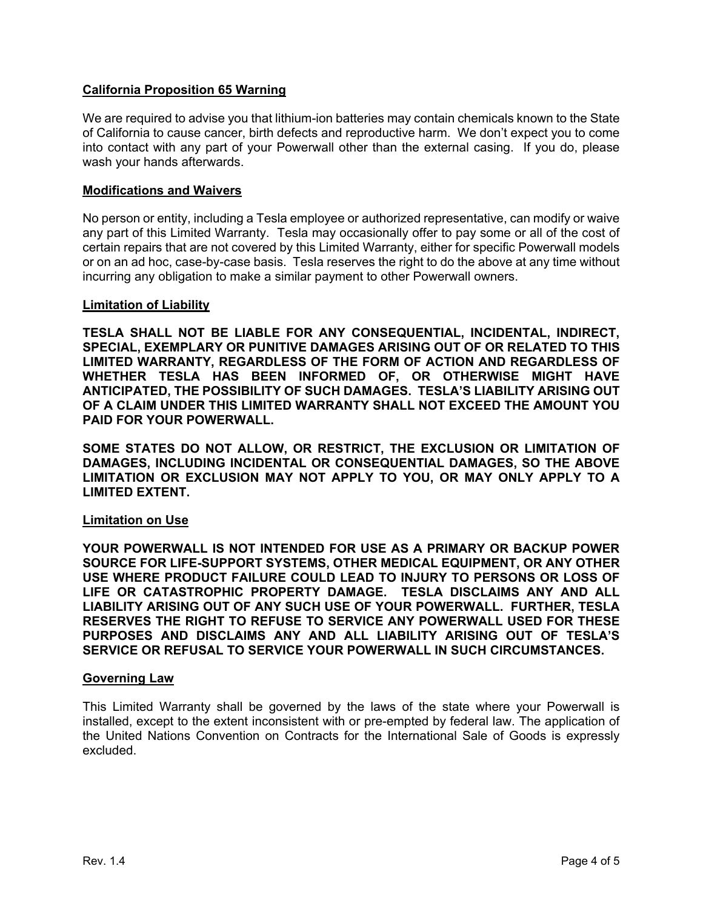**California Proposition 65 Warning**

We are required to advise you that lithium-ion batteries may contain chemicals known to the State of California to cause cancer, birth defects and reproductive harm. We don't expect you to come into contact with any part of your Powerwall other than the external casing. If you do, please wash your hands afterwards.

**Modifications and Waivers**

No person or entity, including a Tesla employee or authorized representative, can modify or waive any part of this Limited Warranty. Tesla may occasionally offer to pay some or all of the cost of certain repairs that are not covered by this Limited Warranty, either for specific Powerwall models or on an ad hoc, case-by-case basis. Tesla reserves the right to do the above at any time without incurring any obligation to make a similar payment to other Powerwall owners.

**Limitation of Liability**

**TESLA SHALL NOT BE LIABLE FOR ANY CONSEQUENTIAL, INCIDENTAL, INDIRECT, SPECIAL, EXEMPLARY OR PUNITIVE DAMAGES ARISING OUT OF OR RELATED TO THIS LIMITED WARRANTY, REGARDLESS OF THE FORM OF ACTION AND REGARDLESS OF WHETHER TESLA HAS BEEN INFORMED OF, OR OTHERWISE MIGHT HAVE ANTICIPATED, THE POSSIBILITY OF SUCH DAMAGES. TESLA'S LIABILITY ARISING OUT OF A CLAIM UNDER THIS LIMITED WARRANTY SHALL NOT EXCEED THE AMOUNT YOU PAID FOR YOUR POWERWALL.**

**SOME STATES DO NOT ALLOW, OR RESTRICT, THE EXCLUSION OR LIMITATION OF DAMAGES, INCLUDING INCIDENTAL OR CONSEQUENTIAL DAMAGES, SO THE ABOVE LIMITATION OR EXCLUSION MAY NOT APPLY TO YOU, OR MAY ONLY APPLY TO A LIMITED EXTENT.**

**Limitation on Use**

**YOUR POWERWALL IS NOT INTENDED FOR USE AS A PRIMARY OR BACKUP POWER SOURCE FOR LIFE-SUPPORT SYSTEMS, OTHER MEDICAL EQUIPMENT, OR ANY OTHER USE WHERE PRODUCT FAILURE COULD LEAD TO INJURY TO PERSONS OR LOSS OF LIFE OR CATASTROPHIC PROPERTY DAMAGE. TESLA DISCLAIMS ANY AND ALL LIABILITY ARISING OUT OF ANY SUCH USE OF YOUR POWERWALL. FURTHER, TESLA RESERVES THE RIGHT TO REFUSE TO SERVICE ANY POWERWALL USED FOR THESE PURPOSES AND DISCLAIMS ANY AND ALL LIABILITY ARISING OUT OF TESLA'S SERVICE OR REFUSAL TO SERVICE YOUR POWERWALL IN SUCH CIRCUMSTANCES.**

**Governing Law**

This Limited Warranty shall be governed by the laws of the state where your Powerwall is installed, except to the extent inconsistent with or pre-empted by federal law. The application of the United Nations Convention on Contracts for the International Sale of Goods is expressly excluded.

Rev. 1.4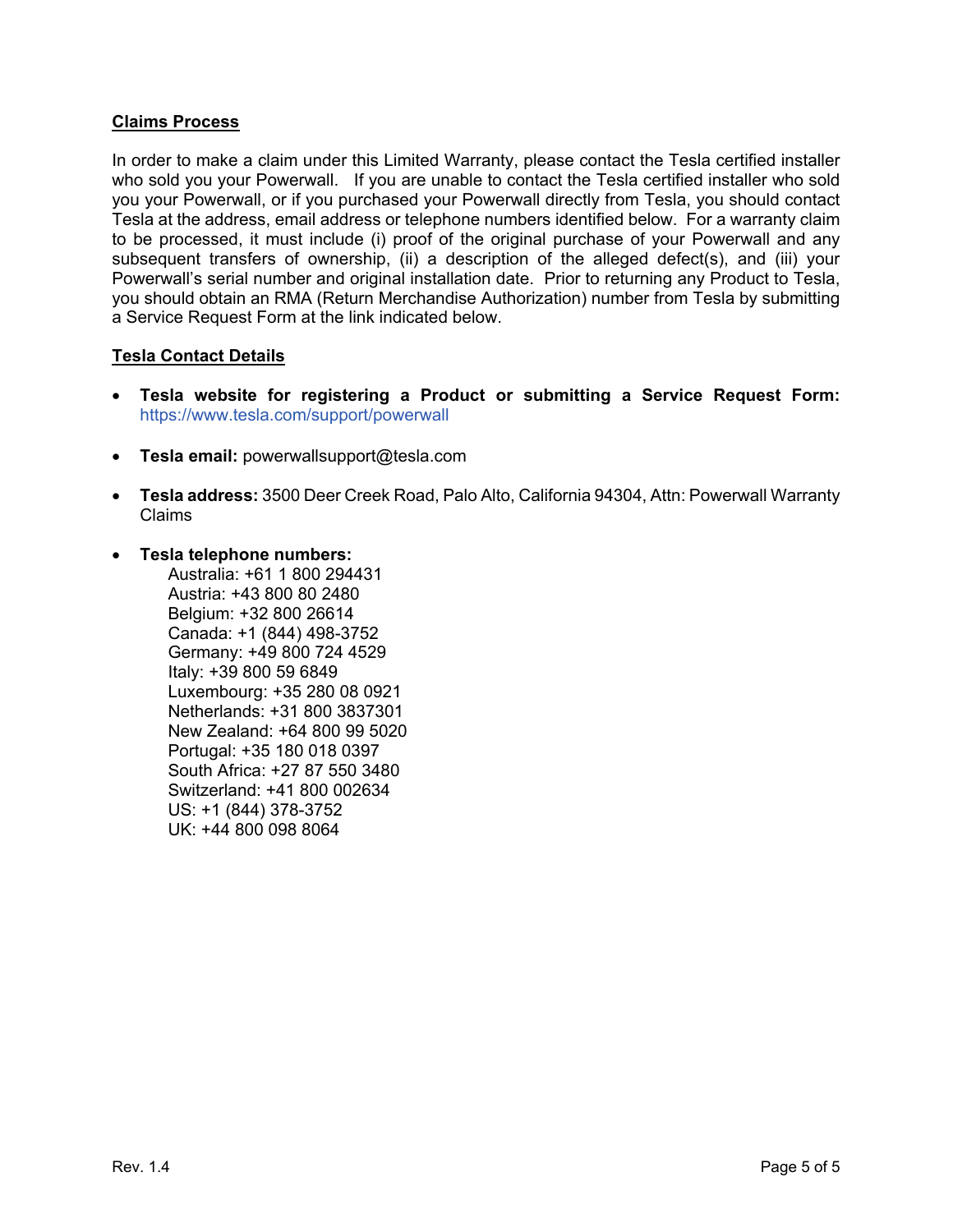## Claims Process

In order to make a claim under this Limited Warranty, please contact the Tesla certified installer who sold you your Powerwall. If you are unable to contact the Tesla certified installer who sold you your Powerwall, or if you purchased your Powerwall directly from Tesla, you should contact Tesla at the address, email address or telephone numbers identified below. For a warranty claim to be processed, it must include (i) proof of the original purchase of your Powerwall and any subsequent transfers of ownership, (ii) a description of the alleged defect(s), and (iii) your Powerwall's serial number and original installation date. Prior to returning any Product to Tesla, you should obtain an RMA (Return Merchandise Authorization) number from Tesla by submitting a Service Request Form at the link indicated below.

## Tesla Contact Details

- **Tesla website for registering a Product or submitting a Service Request Form:** https://www.tesla.com/support/powerwall

- **Tesla email:** powerwallsupport@tesla.com

- **Tesla address:** 3500 Deer Creek Road, Palo Alto, California 94304, Attn: Powerwall Warranty Claims

- **Tesla telephone numbers:**
  - Australia: +61 1 800 294431
  - Austria: +43 800 80 2480
  - Belgium: +32 800 26614
  - Canada: +1 (844) 498-3752
  - Germany: +49 800 724 4529
  - Italy: +39 800 59 6849
  - Luxembourg: +35 280 08 0921
  - Netherlands: +31 800 3837301
  - New Zealand: +64 800 99 5020
  - Portugal: +35 180 018 0397
  - South Africa: +27 87 550 3480
  - Switzerland: +41 800 002634
  - US: +1 (844) 378-3752
  - UK: +44 800 098 8064

Rev. 1.4